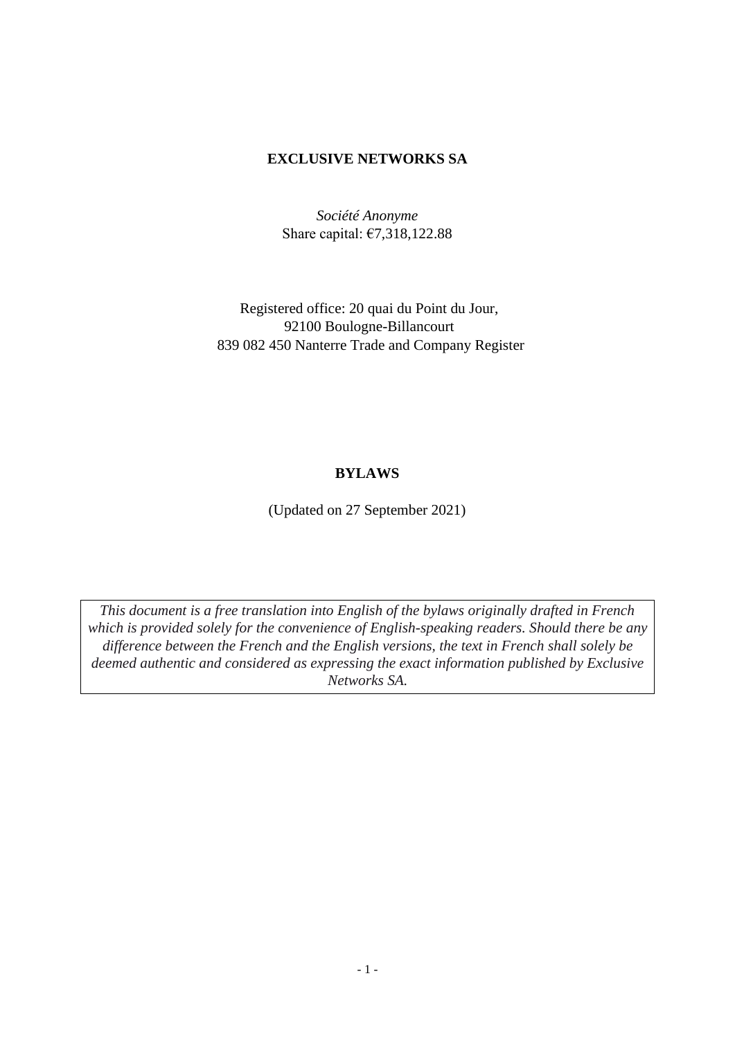**EXCLUSIVE NETWORKS SA**

*Société Anonyme*
Share capital: €7,318,122.88

Registered office: 20 quai du Point du Jour,
92100 Boulogne-Billancourt
839 082 450 Nanterre Trade and Company Register

# BYLAWS

(Updated on 27 September 2021)

*This document is a free translation into English of the bylaws originally drafted in French which is provided solely for the convenience of English-speaking readers. Should there be any difference between the French and the English versions, the text in French shall solely be deemed authentic and considered as expressing the exact information published by Exclusive Networks SA.*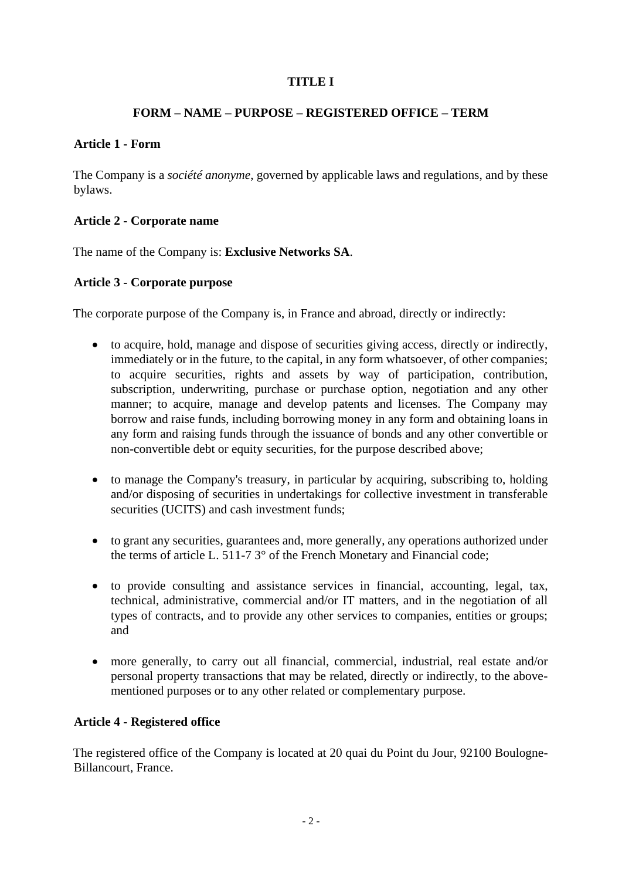# TITLE I

## FORM – NAME – PURPOSE – REGISTERED OFFICE – TERM

### Article 1 - Form

The Company is a *société anonyme*, governed by applicable laws and regulations, and by these bylaws.

### Article 2 - Corporate name

The name of the Company is: **Exclusive Networks SA**.

### Article 3 - Corporate purpose

The corporate purpose of the Company is, in France and abroad, directly or indirectly:

- to acquire, hold, manage and dispose of securities giving access, directly or indirectly, immediately or in the future, to the capital, in any form whatsoever, of other companies; to acquire securities, rights and assets by way of participation, contribution, subscription, underwriting, purchase or purchase option, negotiation and any other manner; to acquire, manage and develop patents and licenses. The Company may borrow and raise funds, including borrowing money in any form and obtaining loans in any form and raising funds through the issuance of bonds and any other convertible or non-convertible debt or equity securities, for the purpose described above;

- to manage the Company's treasury, in particular by acquiring, subscribing to, holding and/or disposing of securities in undertakings for collective investment in transferable securities (UCITS) and cash investment funds;

- to grant any securities, guarantees and, more generally, any operations authorized under the terms of article L. 511-7 3° of the French Monetary and Financial code;

- to provide consulting and assistance services in financial, accounting, legal, tax, technical, administrative, commercial and/or IT matters, and in the negotiation of all types of contracts, and to provide any other services to companies, entities or groups; and

- more generally, to carry out all financial, commercial, industrial, real estate and/or personal property transactions that may be related, directly or indirectly, to the above-mentioned purposes or to any other related or complementary purpose.

### Article 4 - Registered office

The registered office of the Company is located at 20 quai du Point du Jour, 92100 Boulogne-Billancourt, France.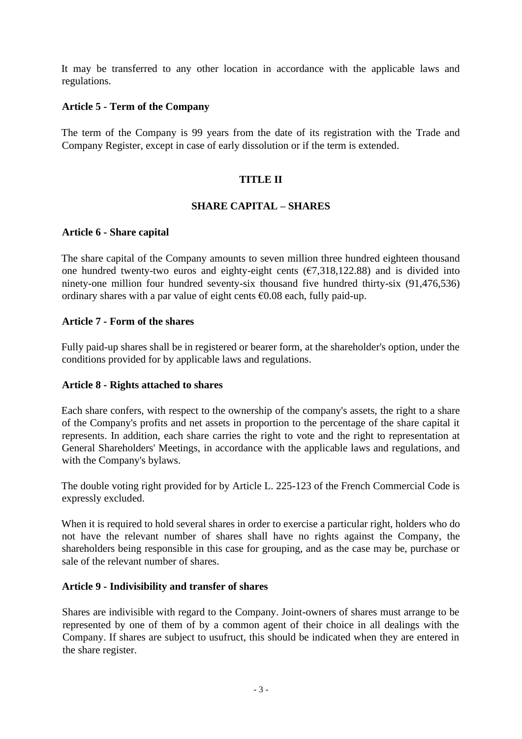It may be transferred to any other location in accordance with the applicable laws and regulations.

### Article 5 - Term of the Company

The term of the Company is 99 years from the date of its registration with the Trade and Company Register, except in case of early dissolution or if the term is extended.

## TITLE II

## SHARE CAPITAL – SHARES

### Article 6 - Share capital

The share capital of the Company amounts to seven million three hundred eighteen thousand one hundred twenty-two euros and eighty-eight cents (€7,318,122.88) and is divided into ninety-one million four hundred seventy-six thousand five hundred thirty-six (91,476,536) ordinary shares with a par value of eight cents €0.08 each, fully paid-up.

### Article 7 - Form of the shares

Fully paid-up shares shall be in registered or bearer form, at the shareholder's option, under the conditions provided for by applicable laws and regulations.

### Article 8 - Rights attached to shares

Each share confers, with respect to the ownership of the company's assets, the right to a share of the Company's profits and net assets in proportion to the percentage of the share capital it represents. In addition, each share carries the right to vote and the right to representation at General Shareholders' Meetings, in accordance with the applicable laws and regulations, and with the Company's bylaws.

The double voting right provided for by Article L. 225-123 of the French Commercial Code is expressly excluded.

When it is required to hold several shares in order to exercise a particular right, holders who do not have the relevant number of shares shall have no rights against the Company, the shareholders being responsible in this case for grouping, and as the case may be, purchase or sale of the relevant number of shares.

### Article 9 - Indivisibility and transfer of shares

Shares are indivisible with regard to the Company. Joint-owners of shares must arrange to be represented by one of them of by a common agent of their choice in all dealings with the Company. If shares are subject to usufruct, this should be indicated when they are entered in the share register.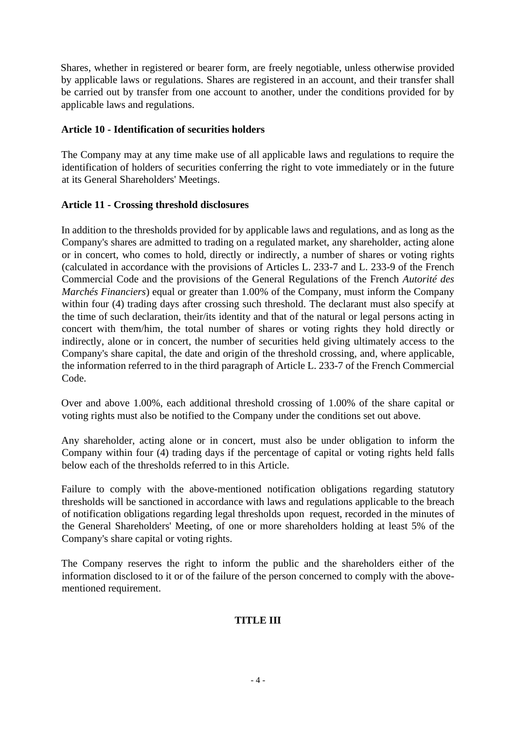Shares, whether in registered or bearer form, are freely negotiable, unless otherwise provided by applicable laws or regulations. Shares are registered in an account, and their transfer shall be carried out by transfer from one account to another, under the conditions provided for by applicable laws and regulations.

**Article 10 - Identification of securities holders**

The Company may at any time make use of all applicable laws and regulations to require the identification of holders of securities conferring the right to vote immediately or in the future at its General Shareholders' Meetings.

**Article 11 - Crossing threshold disclosures**

In addition to the thresholds provided for by applicable laws and regulations, and as long as the Company's shares are admitted to trading on a regulated market, any shareholder, acting alone or in concert, who comes to hold, directly or indirectly, a number of shares or voting rights (calculated in accordance with the provisions of Articles L. 233-7 and L. 233-9 of the French Commercial Code and the provisions of the General Regulations of the French *Autorité des Marchés Financiers*) equal or greater than 1.00% of the Company, must inform the Company within four (4) trading days after crossing such threshold. The declarant must also specify at the time of such declaration, their/its identity and that of the natural or legal persons acting in concert with them/him, the total number of shares or voting rights they hold directly or indirectly, alone or in concert, the number of securities held giving ultimately access to the Company's share capital, the date and origin of the threshold crossing, and, where applicable, the information referred to in the third paragraph of Article L. 233-7 of the French Commercial Code.

Over and above 1.00%, each additional threshold crossing of 1.00% of the share capital or voting rights must also be notified to the Company under the conditions set out above.

Any shareholder, acting alone or in concert, must also be under obligation to inform the Company within four (4) trading days if the percentage of capital or voting rights held falls below each of the thresholds referred to in this Article.

Failure to comply with the above-mentioned notification obligations regarding statutory thresholds will be sanctioned in accordance with laws and regulations applicable to the breach of notification obligations regarding legal thresholds upon request, recorded in the minutes of the General Shareholders' Meeting, of one or more shareholders holding at least 5% of the Company's share capital or voting rights.

The Company reserves the right to inform the public and the shareholders either of the information disclosed to it or of the failure of the person concerned to comply with the above-mentioned requirement.

**TITLE III**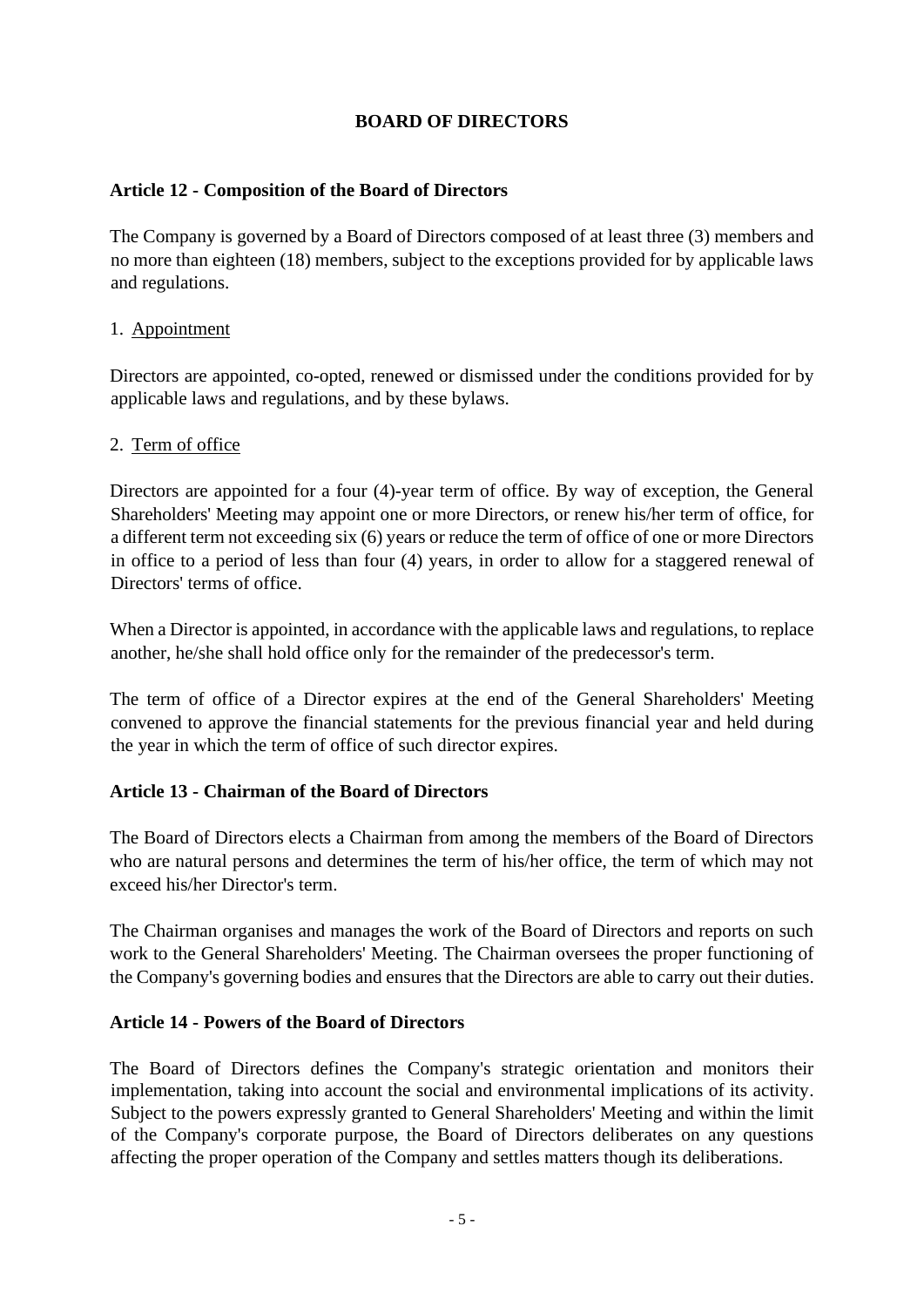## BOARD OF DIRECTORS

### Article 12 - Composition of the Board of Directors

The Company is governed by a Board of Directors composed of at least three (3) members and no more than eighteen (18) members, subject to the exceptions provided for by applicable laws and regulations.

1. Appointment

Directors are appointed, co-opted, renewed or dismissed under the conditions provided for by applicable laws and regulations, and by these bylaws.

2. Term of office

Directors are appointed for a four (4)-year term of office. By way of exception, the General Shareholders' Meeting may appoint one or more Directors, or renew his/her term of office, for a different term not exceeding six (6) years or reduce the term of office of one or more Directors in office to a period of less than four (4) years, in order to allow for a staggered renewal of Directors' terms of office.

When a Director is appointed, in accordance with the applicable laws and regulations, to replace another, he/she shall hold office only for the remainder of the predecessor's term.

The term of office of a Director expires at the end of the General Shareholders' Meeting convened to approve the financial statements for the previous financial year and held during the year in which the term of office of such director expires.

### Article 13 - Chairman of the Board of Directors

The Board of Directors elects a Chairman from among the members of the Board of Directors who are natural persons and determines the term of his/her office, the term of which may not exceed his/her Director's term.

The Chairman organises and manages the work of the Board of Directors and reports on such work to the General Shareholders' Meeting. The Chairman oversees the proper functioning of the Company's governing bodies and ensures that the Directors are able to carry out their duties.

### Article 14 - Powers of the Board of Directors

The Board of Directors defines the Company's strategic orientation and monitors their implementation, taking into account the social and environmental implications of its activity. Subject to the powers expressly granted to General Shareholders' Meeting and within the limit of the Company's corporate purpose, the Board of Directors deliberates on any questions affecting the proper operation of the Company and settles matters though its deliberations.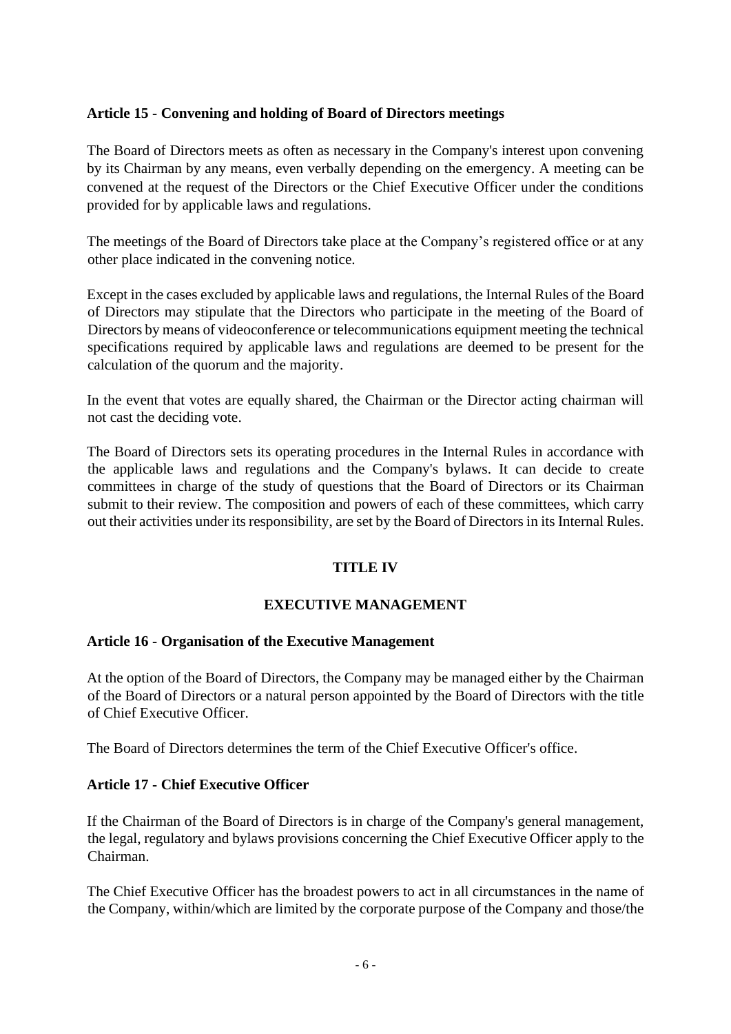### Article 15 - Convening and holding of Board of Directors meetings

The Board of Directors meets as often as necessary in the Company's interest upon convening by its Chairman by any means, even verbally depending on the emergency. A meeting can be convened at the request of the Directors or the Chief Executive Officer under the conditions provided for by applicable laws and regulations.

The meetings of the Board of Directors take place at the Company's registered office or at any other place indicated in the convening notice.

Except in the cases excluded by applicable laws and regulations, the Internal Rules of the Board of Directors may stipulate that the Directors who participate in the meeting of the Board of Directors by means of videoconference or telecommunications equipment meeting the technical specifications required by applicable laws and regulations are deemed to be present for the calculation of the quorum and the majority.

In the event that votes are equally shared, the Chairman or the Director acting chairman will not cast the deciding vote.

The Board of Directors sets its operating procedures in the Internal Rules in accordance with the applicable laws and regulations and the Company's bylaws. It can decide to create committees in charge of the study of questions that the Board of Directors or its Chairman submit to their review. The composition and powers of each of these committees, which carry out their activities under its responsibility, are set by the Board of Directors in its Internal Rules.

## TITLE IV

## EXECUTIVE MANAGEMENT

### Article 16 - Organisation of the Executive Management

At the option of the Board of Directors, the Company may be managed either by the Chairman of the Board of Directors or a natural person appointed by the Board of Directors with the title of Chief Executive Officer.

The Board of Directors determines the term of the Chief Executive Officer's office.

### Article 17 - Chief Executive Officer

If the Chairman of the Board of Directors is in charge of the Company's general management, the legal, regulatory and bylaws provisions concerning the Chief Executive Officer apply to the Chairman.

The Chief Executive Officer has the broadest powers to act in all circumstances in the name of the Company, within/which are limited by the corporate purpose of the Company and those/the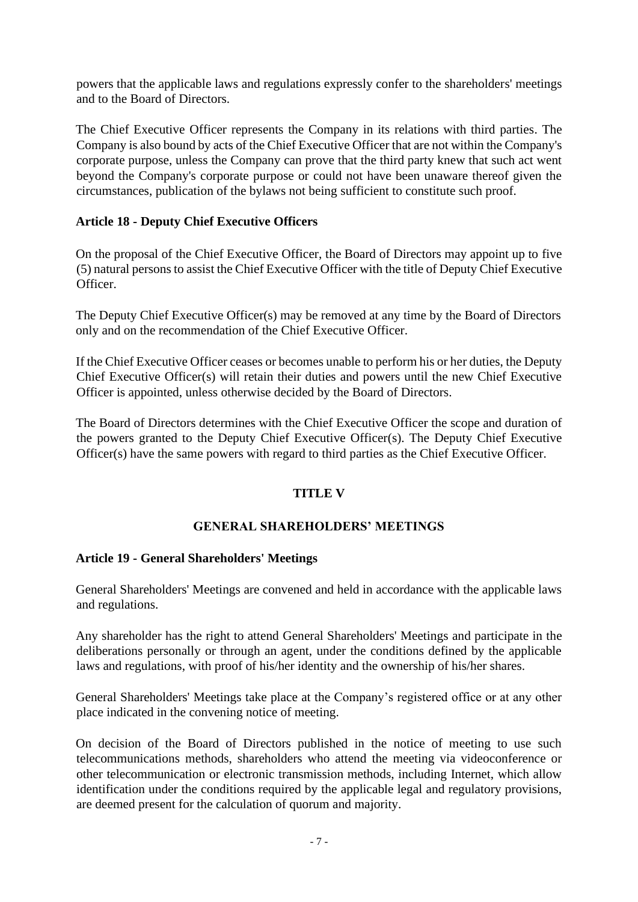powers that the applicable laws and regulations expressly confer to the shareholders' meetings and to the Board of Directors.

The Chief Executive Officer represents the Company in its relations with third parties. The Company is also bound by acts of the Chief Executive Officer that are not within the Company's corporate purpose, unless the Company can prove that the third party knew that such act went beyond the Company's corporate purpose or could not have been unaware thereof given the circumstances, publication of the bylaws not being sufficient to constitute such proof.

**Article 18 - Deputy Chief Executive Officers**

On the proposal of the Chief Executive Officer, the Board of Directors may appoint up to five (5) natural persons to assist the Chief Executive Officer with the title of Deputy Chief Executive Officer.

The Deputy Chief Executive Officer(s) may be removed at any time by the Board of Directors only and on the recommendation of the Chief Executive Officer.

If the Chief Executive Officer ceases or becomes unable to perform his or her duties, the Deputy Chief Executive Officer(s) will retain their duties and powers until the new Chief Executive Officer is appointed, unless otherwise decided by the Board of Directors.

The Board of Directors determines with the Chief Executive Officer the scope and duration of the powers granted to the Deputy Chief Executive Officer(s). The Deputy Chief Executive Officer(s) have the same powers with regard to third parties as the Chief Executive Officer.

## TITLE V

## GENERAL SHAREHOLDERS' MEETINGS

**Article 19 - General Shareholders' Meetings**

General Shareholders' Meetings are convened and held in accordance with the applicable laws and regulations.

Any shareholder has the right to attend General Shareholders' Meetings and participate in the deliberations personally or through an agent, under the conditions defined by the applicable laws and regulations, with proof of his/her identity and the ownership of his/her shares.

General Shareholders' Meetings take place at the Company's registered office or at any other place indicated in the convening notice of meeting.

On decision of the Board of Directors published in the notice of meeting to use such telecommunications methods, shareholders who attend the meeting via videoconference or other telecommunication or electronic transmission methods, including Internet, which allow identification under the conditions required by the applicable legal and regulatory provisions, are deemed present for the calculation of quorum and majority.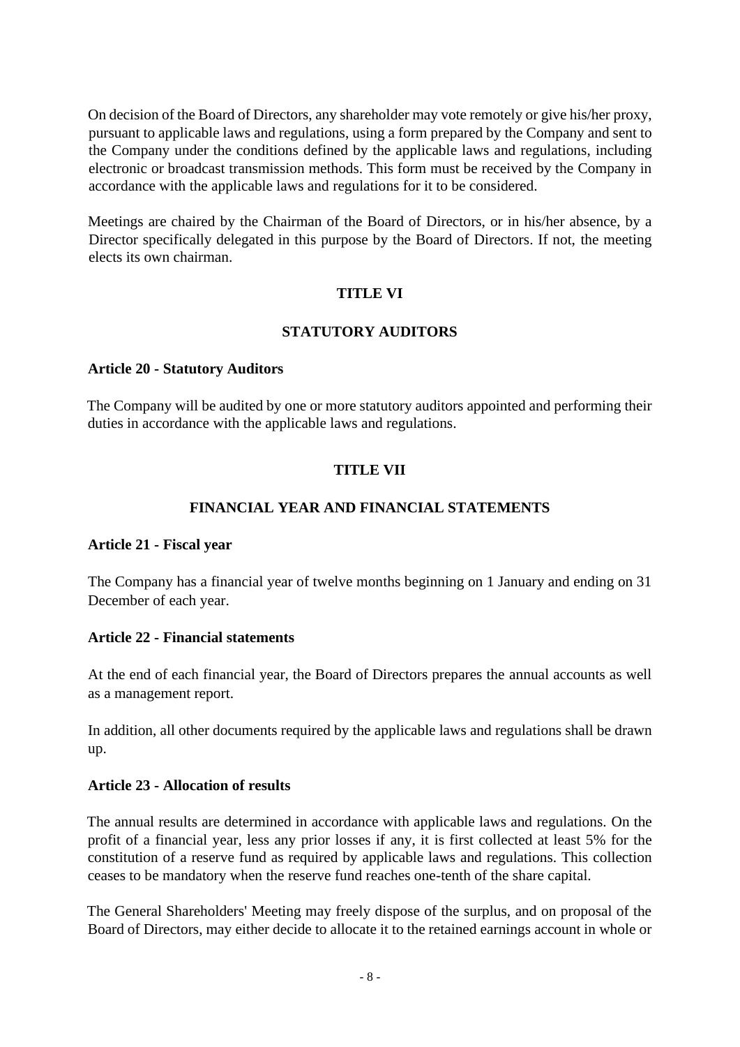On decision of the Board of Directors, any shareholder may vote remotely or give his/her proxy, pursuant to applicable laws and regulations, using a form prepared by the Company and sent to the Company under the conditions defined by the applicable laws and regulations, including electronic or broadcast transmission methods. This form must be received by the Company in accordance with the applicable laws and regulations for it to be considered.

Meetings are chaired by the Chairman of the Board of Directors, or in his/her absence, by a Director specifically delegated in this purpose by the Board of Directors. If not, the meeting elects its own chairman.

## TITLE VI

## STATUTORY AUDITORS

### Article 20 - Statutory Auditors

The Company will be audited by one or more statutory auditors appointed and performing their duties in accordance with the applicable laws and regulations.

## TITLE VII

## FINANCIAL YEAR AND FINANCIAL STATEMENTS

### Article 21 - Fiscal year

The Company has a financial year of twelve months beginning on 1 January and ending on 31 December of each year.

### Article 22 - Financial statements

At the end of each financial year, the Board of Directors prepares the annual accounts as well as a management report.

In addition, all other documents required by the applicable laws and regulations shall be drawn up.

### Article 23 - Allocation of results

The annual results are determined in accordance with applicable laws and regulations. On the profit of a financial year, less any prior losses if any, it is first collected at least 5% for the constitution of a reserve fund as required by applicable laws and regulations. This collection ceases to be mandatory when the reserve fund reaches one-tenth of the share capital.

The General Shareholders' Meeting may freely dispose of the surplus, and on proposal of the Board of Directors, may either decide to allocate it to the retained earnings account in whole or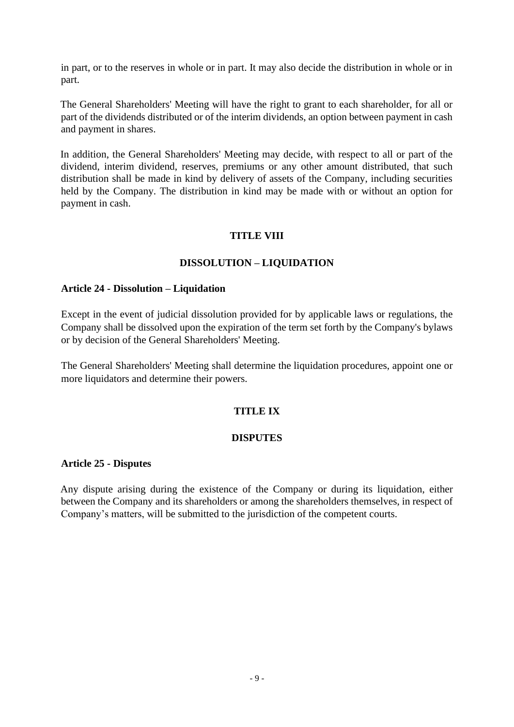in part, or to the reserves in whole or in part. It may also decide the distribution in whole or in part.

The General Shareholders' Meeting will have the right to grant to each shareholder, for all or part of the dividends distributed or of the interim dividends, an option between payment in cash and payment in shares.

In addition, the General Shareholders' Meeting may decide, with respect to all or part of the dividend, interim dividend, reserves, premiums or any other amount distributed, that such distribution shall be made in kind by delivery of assets of the Company, including securities held by the Company. The distribution in kind may be made with or without an option for payment in cash.

## TITLE VIII

## DISSOLUTION – LIQUIDATION

### Article 24 - Dissolution – Liquidation

Except in the event of judicial dissolution provided for by applicable laws or regulations, the Company shall be dissolved upon the expiration of the term set forth by the Company's bylaws or by decision of the General Shareholders' Meeting.

The General Shareholders' Meeting shall determine the liquidation procedures, appoint one or more liquidators and determine their powers.

## TITLE IX

## DISPUTES

### Article 25 - Disputes

Any dispute arising during the existence of the Company or during its liquidation, either between the Company and its shareholders or among the shareholders themselves, in respect of Company's matters, will be submitted to the jurisdiction of the competent courts.